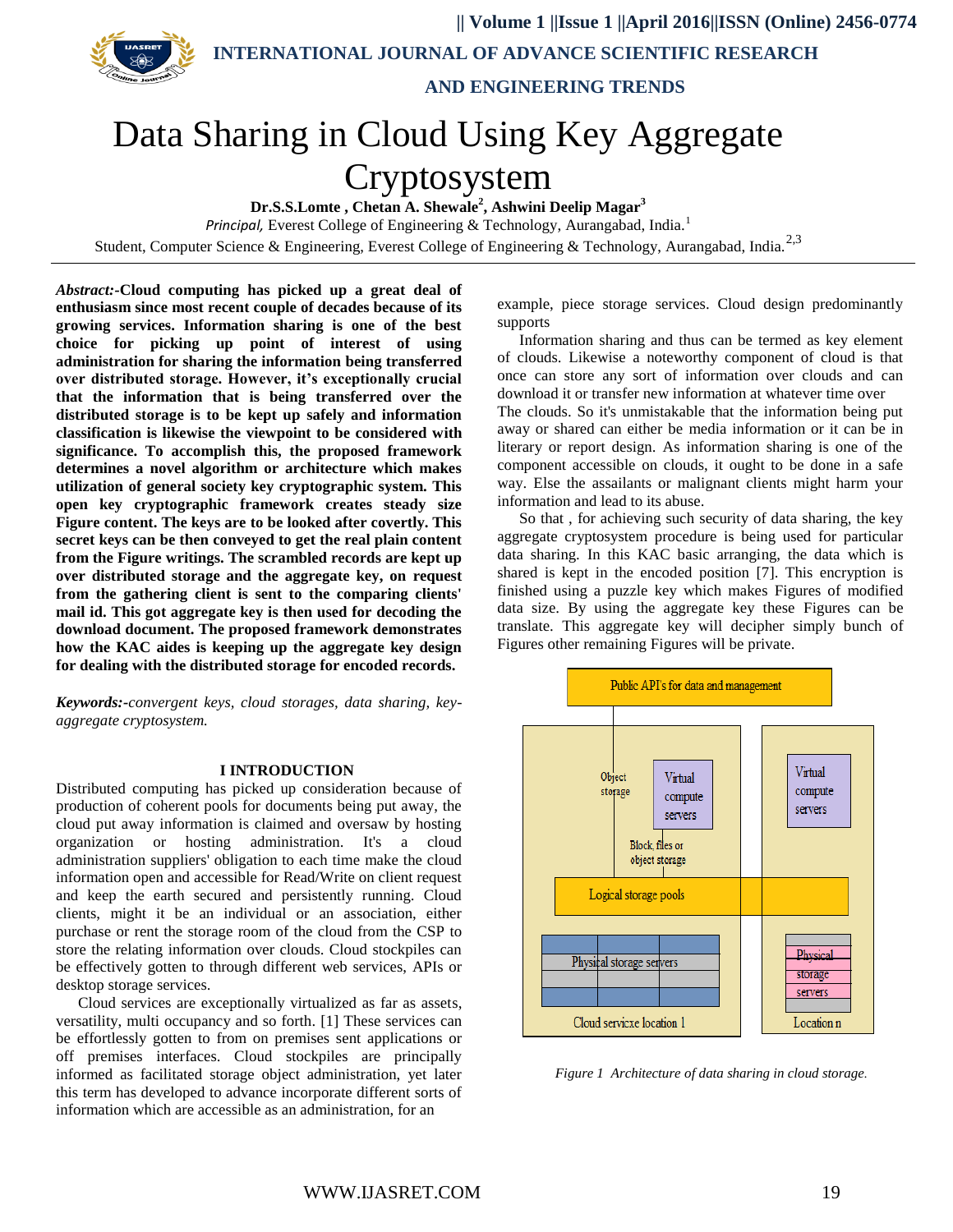# Data Sharing in Cloud Using Key Aggregate Cryptosystem

**Dr.S.S.Lomte , Chetan A. Shewale[2], Ashwini Deelip Magar[3]**

*Principal,* Everest College of Engineering & Technology, Aurangabad, India.[1]

Student, Computer Science & Engineering, Everest College of Engineering & Technology, Aurangabad, India.[2,3]

***Abstract:*-Cloud computing has picked up a great deal of enthusiasm since most recent couple of decades because of its growing services. Information sharing is one of the best choice for picking up point of interest of using administration for sharing the information being transferred over distributed storage. However, it's exceptionally crucial that the information that is being transferred over the distributed storage is to be kept up safely and information classification is likewise the viewpoint to be considered with significance. To accomplish this, the proposed framework determines a novel algorithm or architecture which makes utilization of general society key cryptographic system. This open key cryptographic framework creates steady size Figure content. The keys are to be looked after covertly. This secret keys can be then conveyed to get the real plain content from the Figure writings. The scrambled records are kept up over distributed storage and the aggregate key, on request from the gathering client is sent to the comparing clients' mail id. This got aggregate key is then used for decoding the download document. The proposed framework demonstrates how the KAC aides is keeping up the aggregate key design for dealing with the distributed storage for encoded records.**

***Keywords:-****convergent keys, cloud storages, data sharing, key-aggregate cryptosystem.*

## I INTRODUCTION

Distributed computing has picked up consideration because of production of coherent pools for documents being put away, the cloud put away information is claimed and oversaw by hosting organization or hosting administration. It's a cloud administration suppliers' obligation to each time make the cloud information open and accessible for Read/Write on client request and keep the earth secured and persistently running. Cloud clients, might it be an individual or an association, either purchase or rent the storage room of the cloud from the CSP to store the relating information over clouds. Cloud stockpiles can be effectively gotten to through different web services, APIs or desktop storage services.

Cloud services are exceptionally virtualized as far as assets, versatility, multi occupancy and so forth. [1] These services can be effortlessly gotten to from on premises sent applications or off premises interfaces. Cloud stockpiles are principally informed as facilitated storage object administration, yet later this term has developed to advance incorporate different sorts of information which are accessible as an administration, for an example, piece storage services. Cloud design predominantly supports

Information sharing and thus can be termed as key element of clouds. Likewise a noteworthy component of cloud is that once can store any sort of information over clouds and can download it or transfer new information at whatever time over The clouds. So it's unmistakable that the information being put away or shared can either be media information or it can be in literary or report design. As information sharing is one of the component accessible on clouds, it ought to be done in a safe way. Else the assailants or malignant clients might harm your information and lead to its abuse.

So that , for achieving such security of data sharing, the key aggregate cryptosystem procedure is being used for particular data sharing. In this KAC basic arranging, the data which is shared is kept in the encoded position [7]. This encryption is finished using a puzzle key which makes Figures of modified data size. By using the aggregate key these Figures can be translate. This aggregate key will decipher simply bunch of Figures other remaining Figures will be private.

*Figure 1 Architecture of data sharing in cloud storage.*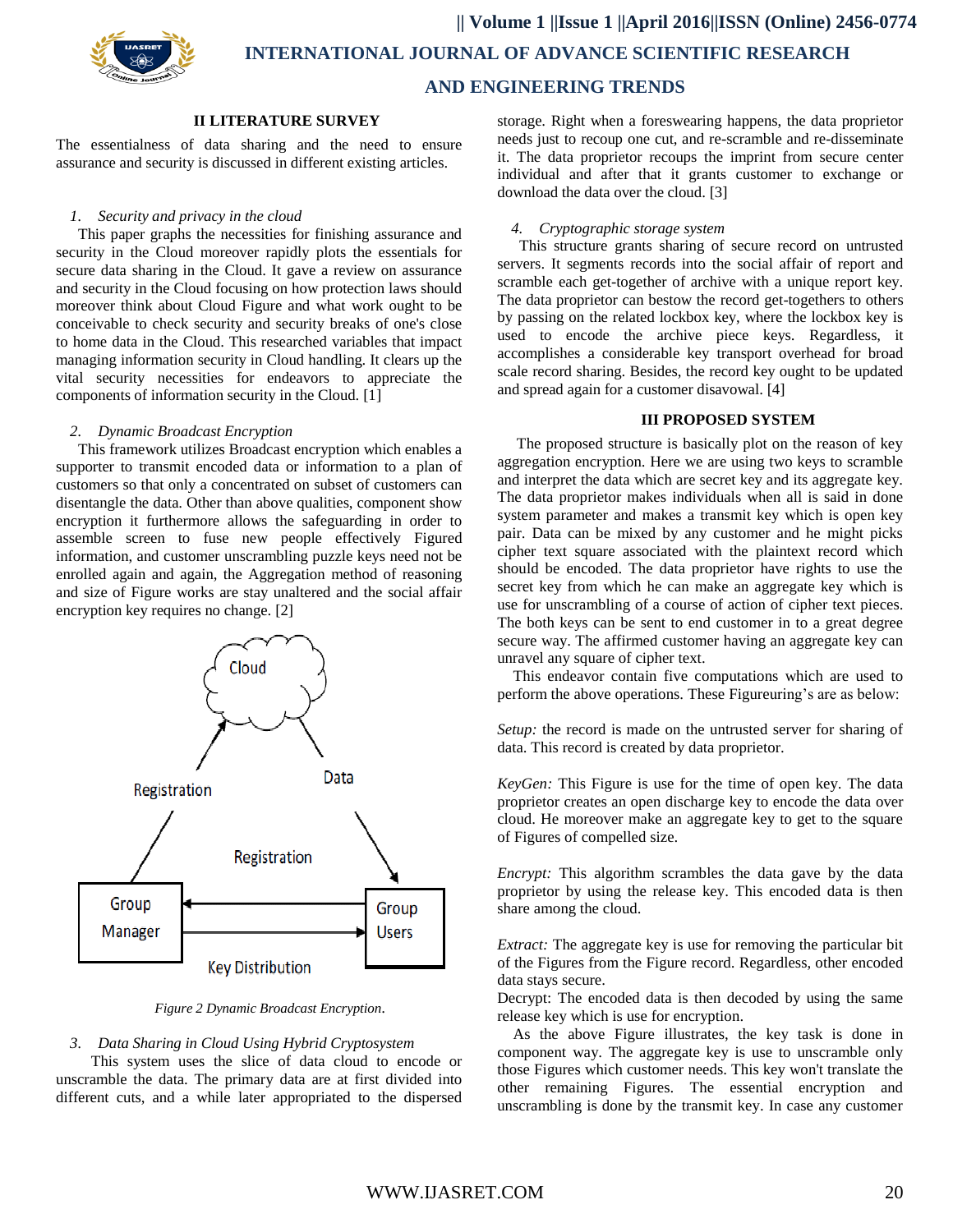## II LITERATURE SURVEY

The essentialness of data sharing and the need to ensure assurance and security is discussed in different existing articles.

*1. Security and privacy in the cloud*

This paper graphs the necessities for finishing assurance and security in the Cloud moreover rapidly plots the essentials for secure data sharing in the Cloud. It gave a review on assurance and security in the Cloud focusing on how protection laws should moreover think about Cloud Figure and what work ought to be conceivable to check security and security breaks of one's close to home data in the Cloud. This researched variables that impact managing information security in Cloud handling. It clears up the vital security necessities for endeavors to appreciate the components of information security in the Cloud. [1]

*2. Dynamic Broadcast Encryption*

This framework utilizes Broadcast encryption which enables a supporter to transmit encoded data or information to a plan of customers so that only a concentrated on subset of customers can disentangle the data. Other than above qualities, component show encryption it furthermore allows the safeguarding in order to assemble screen to fuse new people effectively Figured information, and customer unscrambling puzzle keys need not be enrolled again and again, the Aggregation method of reasoning and size of Figure works are stay unaltered and the social affair encryption key requires no change. [2]

*Figure 2 Dynamic Broadcast Encryption.*

*3. Data Sharing in Cloud Using Hybrid Cryptosystem*

This system uses the slice of data cloud to encode or unscramble the data. The primary data are at first divided into different cuts, and a while later appropriated to the dispersed storage. Right when a foreswearing happens, the data proprietor needs just to recoup one cut, and re-scramble and re-disseminate it. The data proprietor recoups the imprint from secure center individual and after that it grants customer to exchange or download the data over the cloud. [3]

*4. Cryptographic storage system*

This structure grants sharing of secure record on untrusted servers. It segments records into the social affair of report and scramble each get-together of archive with a unique report key. The data proprietor can bestow the record get-togethers to others by passing on the related lockbox key, where the lockbox key is used to encode the archive piece keys. Regardless, it accomplishes a considerable key transport overhead for broad scale record sharing. Besides, the record key ought to be updated and spread again for a customer disavowal. [4]

## III PROPOSED SYSTEM

The proposed structure is basically plot on the reason of key aggregation encryption. Here we are using two keys to scramble and interpret the data which are secret key and its aggregate key. The data proprietor makes individuals when all is said in done system parameter and makes a transmit key which is open key pair. Data can be mixed by any customer and he might picks cipher text square associated with the plaintext record which should be encoded. The data proprietor have rights to use the secret key from which he can make an aggregate key which is use for unscrambling of a course of action of cipher text pieces. The both keys can be sent to end customer in to a great degree secure way. The affirmed customer having an aggregate key can unravel any square of cipher text.

This endeavor contain five computations which are used to perform the above operations. These Figureuring's are as below:

*Setup:* the record is made on the untrusted server for sharing of data. This record is created by data proprietor.

*KeyGen:* This Figure is use for the time of open key. The data proprietor creates an open discharge key to encode the data over cloud. He moreover make an aggregate key to get to the square of Figures of compelled size.

*Encrypt:* This algorithm scrambles the data gave by the data proprietor by using the release key. This encoded data is then share among the cloud.

*Extract:* The aggregate key is use for removing the particular bit of the Figures from the Figure record. Regardless, other encoded data stays secure.

Decrypt: The encoded data is then decoded by using the same release key which is use for encryption.

As the above Figure illustrates, the key task is done in component way. The aggregate key is use to unscramble only those Figures which customer needs. This key won't translate the other remaining Figures. The essential encryption and unscrambling is done by the transmit key. In case any customer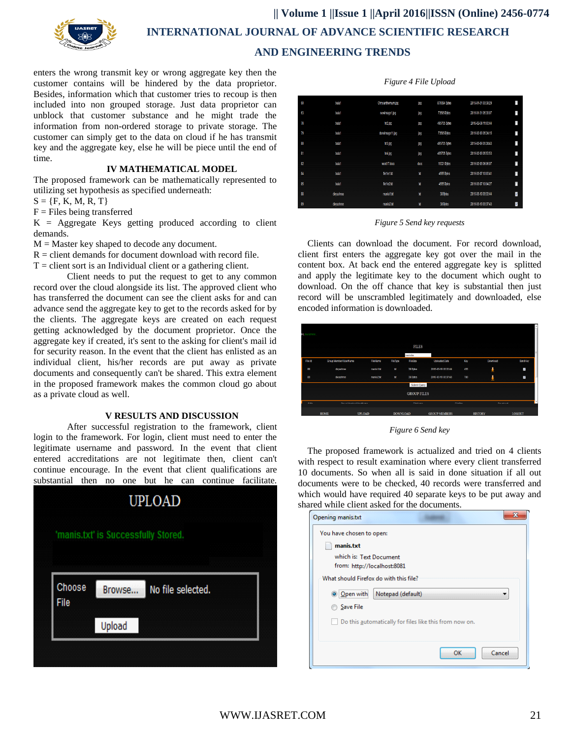enters the wrong transmit key or wrong aggregate key then the customer contains will be hindered by the data proprietor. Besides, information which that customer tries to recoup is then included into non grouped storage. Just data proprietor can unblock that customer substance and he might trade the information from non-ordered storage to private storage. The customer can simply get to the data on cloud if he has transmit key and the aggregate key, else he will be piece until the end of time.

## IV MATHEMATICAL MODEL

The proposed framework can be mathematically represented to utilizing set hypothesis as specified underneath:

S = {F, K, M, R, T}

F = Files being transferred

K = Aggregate Keys getting produced according to client demands.

M = Master key shaped to decode any document.

R = client demands for document download with record file.

T = client sort is an Individual client or a gathering client.

Client needs to put the request to get to any common record over the cloud alongside its list. The approved client who has transferred the document can see the client asks for and can advance send the aggregate key to get to the records asked for by the clients. The aggregate keys are created on each request getting acknowledged by the document proprietor. Once the aggregate key if created, it's sent to the asking for client's mail id for security reason. In the event that the client has enlisted as an individual client, his/her records are put away as private documents and consequently can't be shared. This extra element in the proposed framework makes the common cloud go about as a private cloud as well.

## V RESULTS AND DISCUSSION

After successful registration to the framework, client login to the framework. For login, client must need to enter the legitimate username and password. In the event that client entered accreditations are not legitimate then, client can't continue encourage. In the event that client qualifications are substantial then no one but he can continue facilitate.

*Figure 4 File Upload*

*Figure 5 Send key requests*

Clients can download the document. For record download, client first enters the aggregate key got over the mail in the content box. At back end the entered aggregate key is splitted and apply the legitimate key to the document which ought to download. On the off chance that key is substantial then just record will be unscrambled legitimately and downloaded, else encoded information is downloaded.

*Figure 6 Send key*

The proposed framework is actualized and tried on 4 clients with respect to result examination where every client transferred 10 documents. So when all is said in done situation if all out documents were to be checked, 40 records were transferred and which would have required 40 separate keys to be put away and shared while client asked for the documents.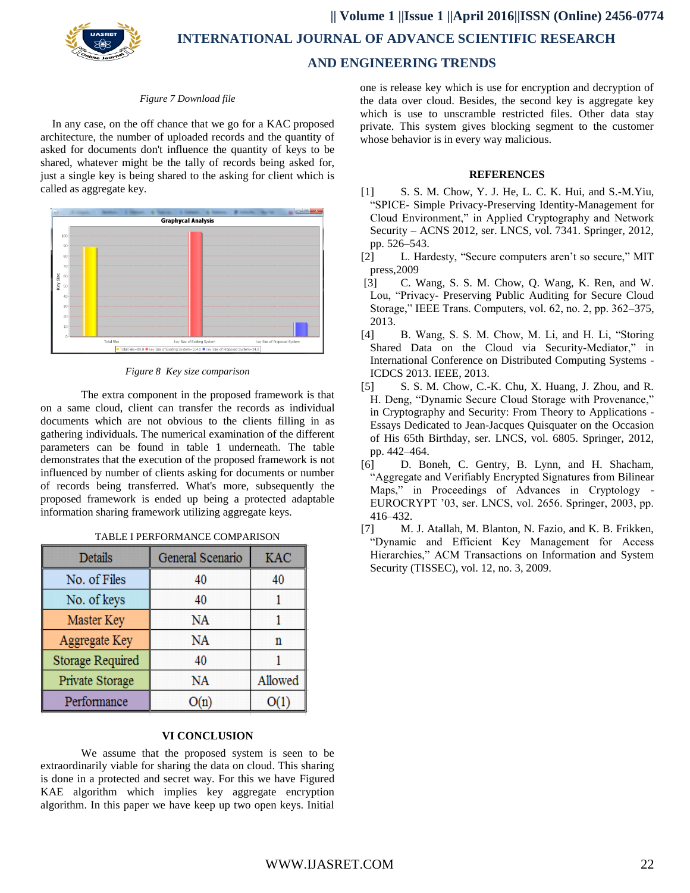*Figure 7 Download file*

In any case, on the off chance that we go for a KAC proposed architecture, the number of uploaded records and the quantity of asked for documents don't influence the quantity of keys to be shared, whatever might be the tally of records being asked for, just a single key is being shared to the asking for client which is called as aggregate key.

Graphycal Analysis

Key Size

Total Files    Key Size of Existing System    Key Size of Proposed System

Total Files=89.0    Key Size of Existing System=104.0    Key Size of Proposed System=14.0

*Figure 8 Key size comparison*

The extra component in the proposed framework is that on a same cloud, client can transfer the records as individual documents which are not obvious to the clients filling in as gathering individuals. The numerical examination of the different parameters can be found in table 1 underneath. The table demonstrates that the execution of the proposed framework is not influenced by number of clients asking for documents or number of records being transferred. What's more, subsequently the proposed framework is ended up being a protected adaptable information sharing framework utilizing aggregate keys.

TABLE I PERFORMANCE COMPARISON

| Details | General Scenario | KAC |
|---|---|---|
| No. of Files | 40 | 40 |
| No. of keys | 40 | 1 |
| Master Key | NA | 1 |
| Aggregate Key | NA | n |
| Storage Required | 40 | 1 |
| Private Storage | NA | Allowed |
| Performance | O(n) | O(1) |

## VI CONCLUSION

We assume that the proposed system is seen to be extraordinarily viable for sharing the data on cloud. This sharing is done in a protected and secret way. For this we have Figured KAE algorithm which implies key aggregate encryption algorithm. In this paper we have keep up two open keys. Initial one is release key which is use for encryption and decryption of the data over cloud. Besides, the second key is aggregate key which is use to unscramble restricted files. Other data stay private. This system gives blocking segment to the customer whose behavior is in every way malicious.

## REFERENCES

[1] S. S. M. Chow, Y. J. He, L. C. K. Hui, and S.-M.Yiu, "SPICE- Simple Privacy-Preserving Identity-Management for Cloud Environment," in Applied Cryptography and Network Security – ACNS 2012, ser. LNCS, vol. 7341. Springer, 2012, pp. 526–543.

[2] L. Hardesty, "Secure computers aren't so secure," MIT press,2009

[3] C. Wang, S. S. M. Chow, Q. Wang, K. Ren, and W. Lou, "Privacy- Preserving Public Auditing for Secure Cloud Storage," IEEE Trans. Computers, vol. 62, no. 2, pp. 362–375, 2013.

[4] B. Wang, S. S. M. Chow, M. Li, and H. Li, "Storing Shared Data on the Cloud via Security-Mediator," in International Conference on Distributed Computing Systems - ICDCS 2013. IEEE, 2013.

[5] S. S. M. Chow, C.-K. Chu, X. Huang, J. Zhou, and R. H. Deng, "Dynamic Secure Cloud Storage with Provenance," in Cryptography and Security: From Theory to Applications - Essays Dedicated to Jean-Jacques Quisquater on the Occasion of His 65th Birthday, ser. LNCS, vol. 6805. Springer, 2012, pp. 442–464.

[6] D. Boneh, C. Gentry, B. Lynn, and H. Shacham, "Aggregate and Verifiably Encrypted Signatures from Bilinear Maps," in Proceedings of Advances in Cryptology - EUROCRYPT '03, ser. LNCS, vol. 2656. Springer, 2003, pp. 416–432.

[7] M. J. Atallah, M. Blanton, N. Fazio, and K. B. Frikken, "Dynamic and Efficient Key Management for Access Hierarchies," ACM Transactions on Information and System Security (TISSEC), vol. 12, no. 3, 2009.